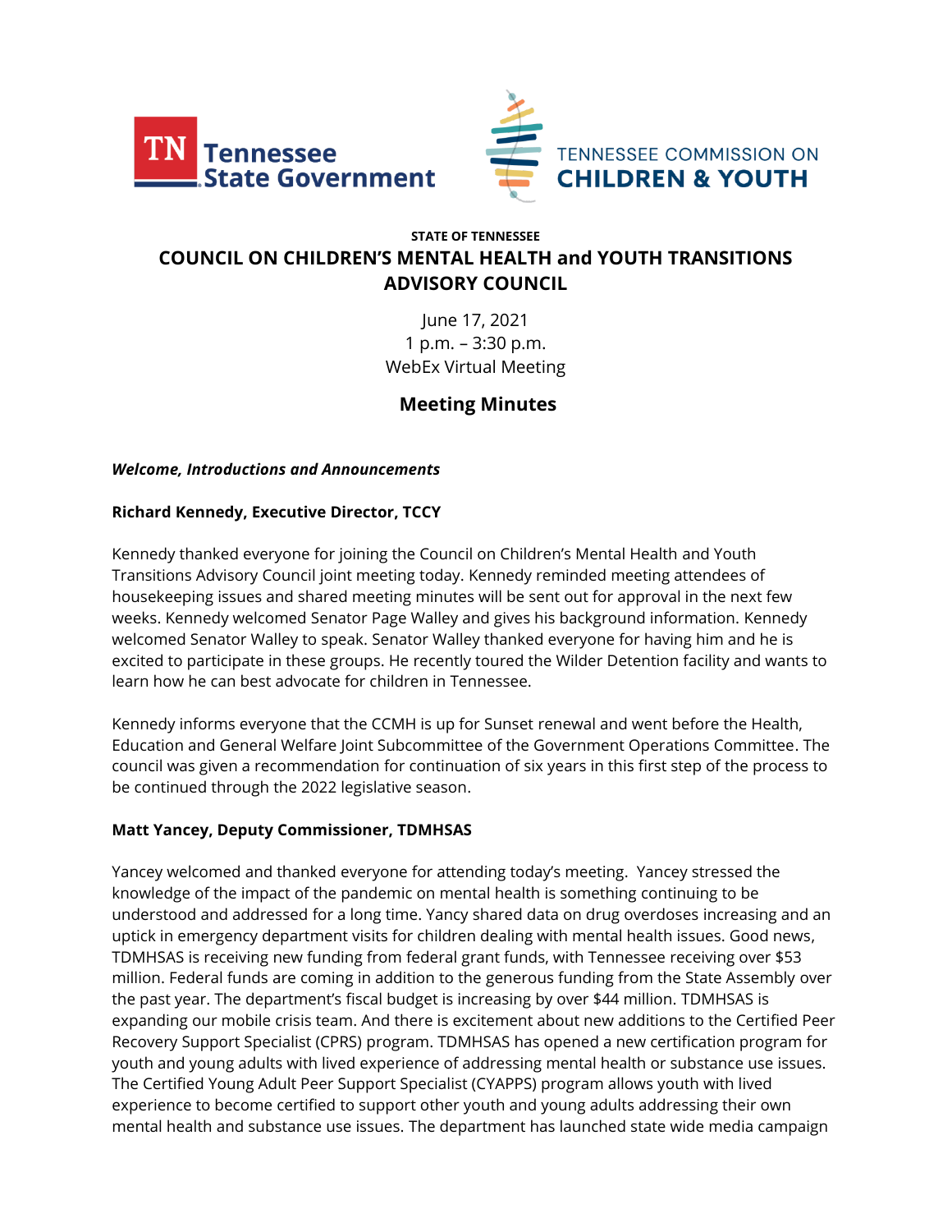Tennessee State Government

TENNESSEE COMMISSION ON CHILDREN & YOUTH

**STATE OF TENNESSEE**

# COUNCIL ON CHILDREN'S MENTAL HEALTH and YOUTH TRANSITIONS ADVISORY COUNCIL

June 17, 2021
1 p.m. – 3:30 p.m.
WebEx Virtual Meeting

## Meeting Minutes

***Welcome, Introductions and Announcements***

**Richard Kennedy, Executive Director, TCCY**

Kennedy thanked everyone for joining the Council on Children's Mental Health and Youth Transitions Advisory Council joint meeting today. Kennedy reminded meeting attendees of housekeeping issues and shared meeting minutes will be sent out for approval in the next few weeks. Kennedy welcomed Senator Page Walley and gives his background information. Kennedy welcomed Senator Walley to speak. Senator Walley thanked everyone for having him and he is excited to participate in these groups. He recently toured the Wilder Detention facility and wants to learn how he can best advocate for children in Tennessee.

Kennedy informs everyone that the CCMH is up for Sunset renewal and went before the Health, Education and General Welfare Joint Subcommittee of the Government Operations Committee. The council was given a recommendation for continuation of six years in this first step of the process to be continued through the 2022 legislative season.

**Matt Yancey, Deputy Commissioner, TDMHSAS**

Yancey welcomed and thanked everyone for attending today's meeting. Yancey stressed the knowledge of the impact of the pandemic on mental health is something continuing to be understood and addressed for a long time. Yancy shared data on drug overdoses increasing and an uptick in emergency department visits for children dealing with mental health issues. Good news, TDMHSAS is receiving new funding from federal grant funds, with Tennessee receiving over $53 million. Federal funds are coming in addition to the generous funding from the State Assembly over the past year. The department's fiscal budget is increasing by over $44 million. TDMHSAS is expanding our mobile crisis team. And there is excitement about new additions to the Certified Peer Recovery Support Specialist (CPRS) program. TDMHSAS has opened a new certification program for youth and young adults with lived experience of addressing mental health or substance use issues. The Certified Young Adult Peer Support Specialist (CYAPPS) program allows youth with lived experience to become certified to support other youth and young adults addressing their own mental health and substance use issues. The department has launched state wide media campaign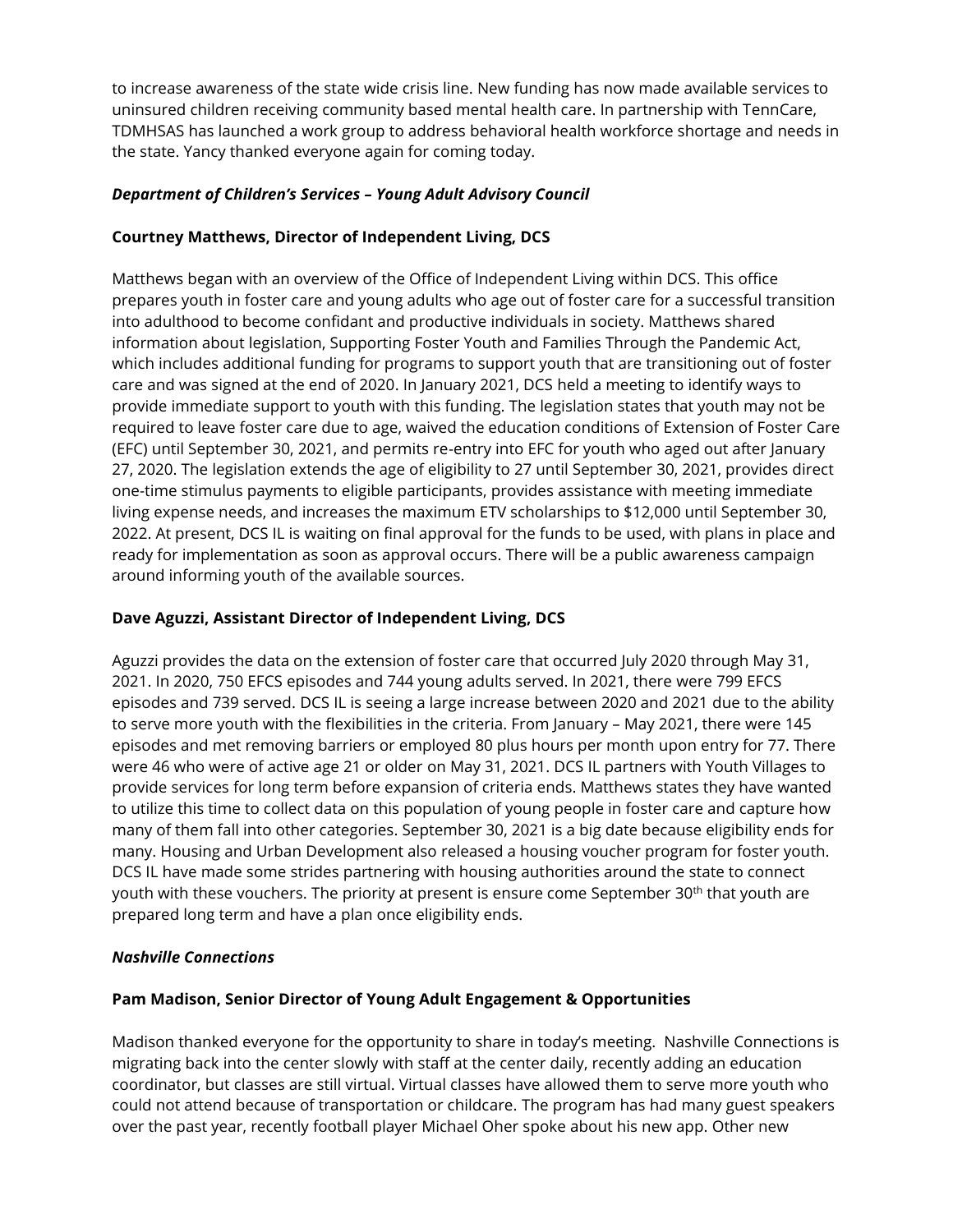to increase awareness of the state wide crisis line. New funding has now made available services to uninsured children receiving community based mental health care. In partnership with TennCare, TDMHSAS has launched a work group to address behavioral health workforce shortage and needs in the state. Yancy thanked everyone again for coming today.

***Department of Children's Services – Young Adult Advisory Council***

**Courtney Matthews, Director of Independent Living, DCS**

Matthews began with an overview of the Office of Independent Living within DCS. This office prepares youth in foster care and young adults who age out of foster care for a successful transition into adulthood to become confidant and productive individuals in society. Matthews shared information about legislation, Supporting Foster Youth and Families Through the Pandemic Act, which includes additional funding for programs to support youth that are transitioning out of foster care and was signed at the end of 2020. In January 2021, DCS held a meeting to identify ways to provide immediate support to youth with this funding. The legislation states that youth may not be required to leave foster care due to age, waived the education conditions of Extension of Foster Care (EFC) until September 30, 2021, and permits re-entry into EFC for youth who aged out after January 27, 2020. The legislation extends the age of eligibility to 27 until September 30, 2021, provides direct one-time stimulus payments to eligible participants, provides assistance with meeting immediate living expense needs, and increases the maximum ETV scholarships to $12,000 until September 30, 2022. At present, DCS IL is waiting on final approval for the funds to be used, with plans in place and ready for implementation as soon as approval occurs. There will be a public awareness campaign around informing youth of the available sources.

**Dave Aguzzi, Assistant Director of Independent Living, DCS**

Aguzzi provides the data on the extension of foster care that occurred July 2020 through May 31, 2021. In 2020, 750 EFCS episodes and 744 young adults served. In 2021, there were 799 EFCS episodes and 739 served. DCS IL is seeing a large increase between 2020 and 2021 due to the ability to serve more youth with the flexibilities in the criteria. From January – May 2021, there were 145 episodes and met removing barriers or employed 80 plus hours per month upon entry for 77. There were 46 who were of active age 21 or older on May 31, 2021. DCS IL partners with Youth Villages to provide services for long term before expansion of criteria ends. Matthews states they have wanted to utilize this time to collect data on this population of young people in foster care and capture how many of them fall into other categories. September 30, 2021 is a big date because eligibility ends for many. Housing and Urban Development also released a housing voucher program for foster youth. DCS IL have made some strides partnering with housing authorities around the state to connect youth with these vouchers. The priority at present is ensure come September 30th that youth are prepared long term and have a plan once eligibility ends.

***Nashville Connections***

**Pam Madison, Senior Director of Young Adult Engagement & Opportunities**

Madison thanked everyone for the opportunity to share in today's meeting. Nashville Connections is migrating back into the center slowly with staff at the center daily, recently adding an education coordinator, but classes are still virtual. Virtual classes have allowed them to serve more youth who could not attend because of transportation or childcare. The program has had many guest speakers over the past year, recently football player Michael Oher spoke about his new app. Other new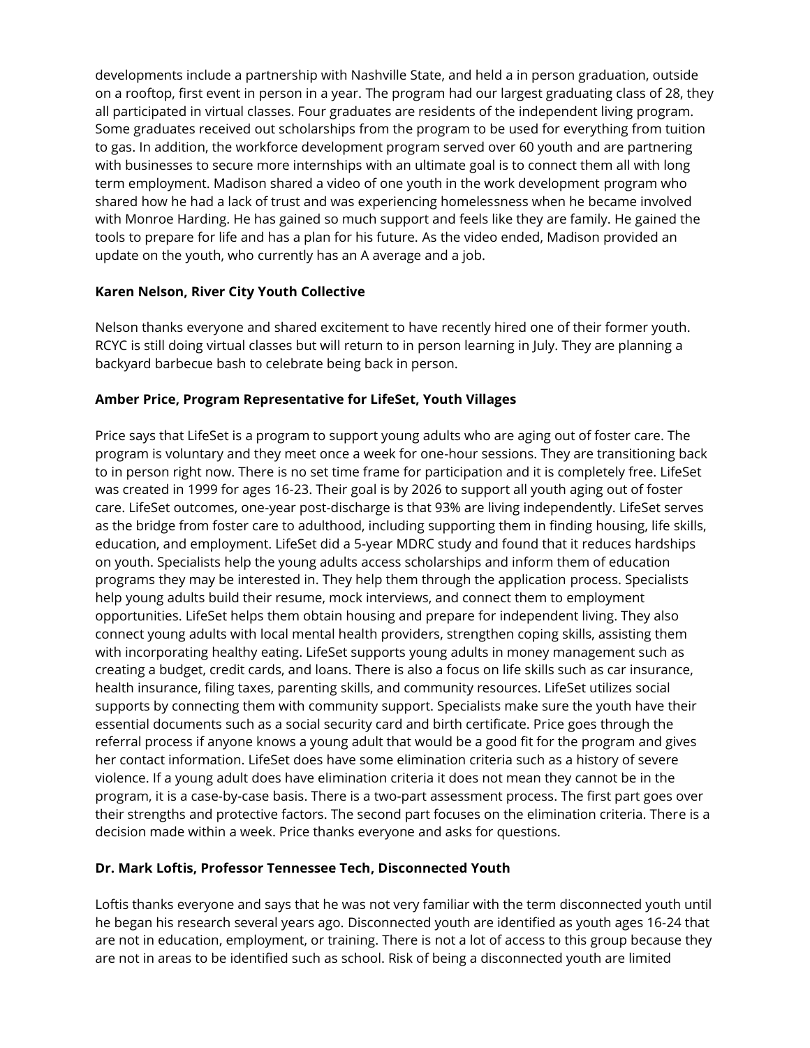developments include a partnership with Nashville State, and held a in person graduation, outside on a rooftop, first event in person in a year. The program had our largest graduating class of 28, they all participated in virtual classes. Four graduates are residents of the independent living program. Some graduates received out scholarships from the program to be used for everything from tuition to gas. In addition, the workforce development program served over 60 youth and are partnering with businesses to secure more internships with an ultimate goal is to connect them all with long term employment. Madison shared a video of one youth in the work development program who shared how he had a lack of trust and was experiencing homelessness when he became involved with Monroe Harding. He has gained so much support and feels like they are family. He gained the tools to prepare for life and has a plan for his future. As the video ended, Madison provided an update on the youth, who currently has an A average and a job.

**Karen Nelson, River City Youth Collective**

Nelson thanks everyone and shared excitement to have recently hired one of their former youth. RCYC is still doing virtual classes but will return to in person learning in July. They are planning a backyard barbecue bash to celebrate being back in person.

**Amber Price, Program Representative for LifeSet, Youth Villages**

Price says that LifeSet is a program to support young adults who are aging out of foster care. The program is voluntary and they meet once a week for one-hour sessions. They are transitioning back to in person right now. There is no set time frame for participation and it is completely free. LifeSet was created in 1999 for ages 16-23. Their goal is by 2026 to support all youth aging out of foster care. LifeSet outcomes, one-year post-discharge is that 93% are living independently. LifeSet serves as the bridge from foster care to adulthood, including supporting them in finding housing, life skills, education, and employment. LifeSet did a 5-year MDRC study and found that it reduces hardships on youth. Specialists help the young adults access scholarships and inform them of education programs they may be interested in. They help them through the application process. Specialists help young adults build their resume, mock interviews, and connect them to employment opportunities. LifeSet helps them obtain housing and prepare for independent living. They also connect young adults with local mental health providers, strengthen coping skills, assisting them with incorporating healthy eating. LifeSet supports young adults in money management such as creating a budget, credit cards, and loans. There is also a focus on life skills such as car insurance, health insurance, filing taxes, parenting skills, and community resources. LifeSet utilizes social supports by connecting them with community support. Specialists make sure the youth have their essential documents such as a social security card and birth certificate. Price goes through the referral process if anyone knows a young adult that would be a good fit for the program and gives her contact information. LifeSet does have some elimination criteria such as a history of severe violence. If a young adult does have elimination criteria it does not mean they cannot be in the program, it is a case-by-case basis. There is a two-part assessment process. The first part goes over their strengths and protective factors. The second part focuses on the elimination criteria. There is a decision made within a week. Price thanks everyone and asks for questions.

**Dr. Mark Loftis, Professor Tennessee Tech, Disconnected Youth**

Loftis thanks everyone and says that he was not very familiar with the term disconnected youth until he began his research several years ago. Disconnected youth are identified as youth ages 16-24 that are not in education, employment, or training. There is not a lot of access to this group because they are not in areas to be identified such as school. Risk of being a disconnected youth are limited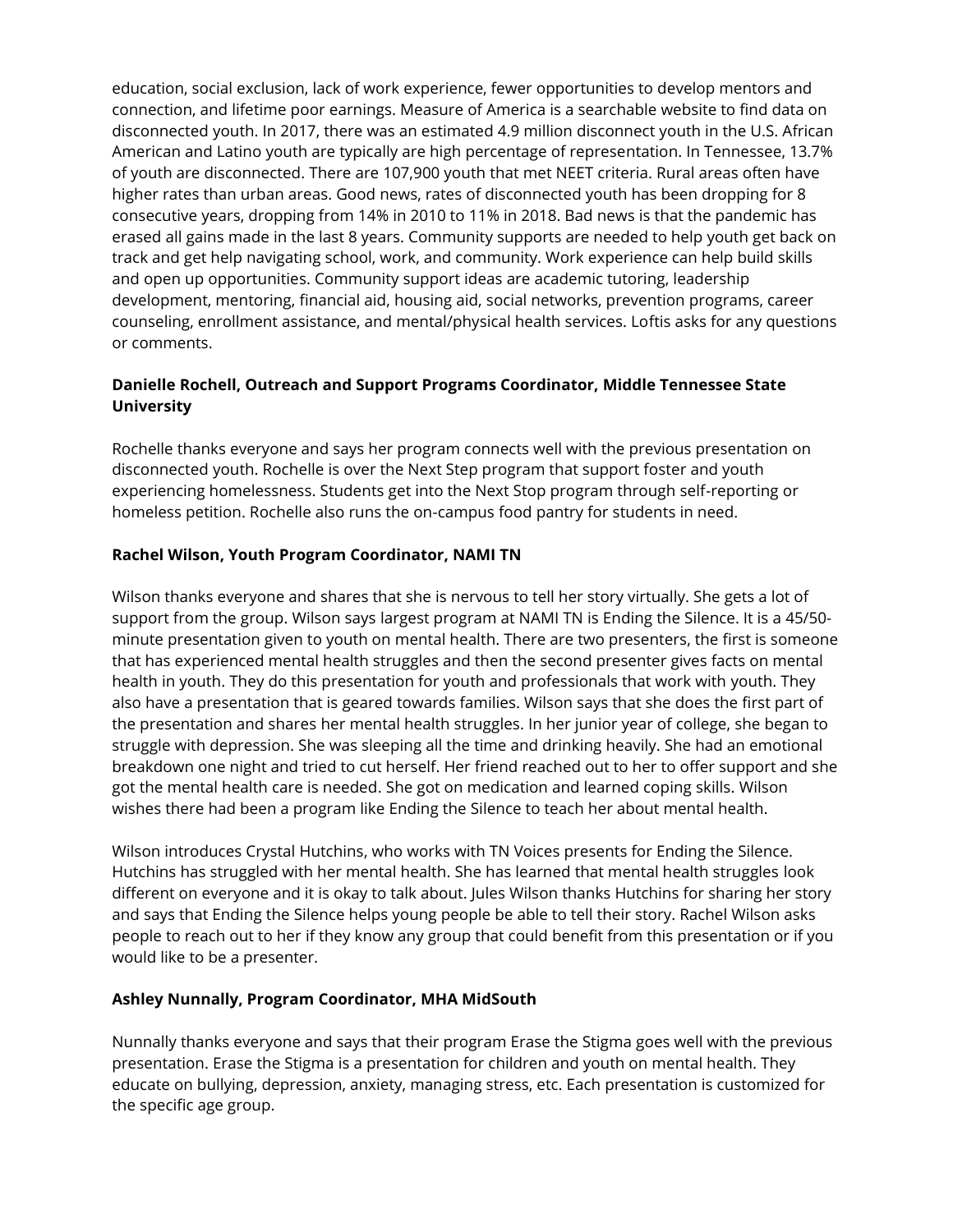education, social exclusion, lack of work experience, fewer opportunities to develop mentors and connection, and lifetime poor earnings. Measure of America is a searchable website to find data on disconnected youth. In 2017, there was an estimated 4.9 million disconnect youth in the U.S. African American and Latino youth are typically are high percentage of representation. In Tennessee, 13.7% of youth are disconnected. There are 107,900 youth that met NEET criteria. Rural areas often have higher rates than urban areas. Good news, rates of disconnected youth has been dropping for 8 consecutive years, dropping from 14% in 2010 to 11% in 2018. Bad news is that the pandemic has erased all gains made in the last 8 years. Community supports are needed to help youth get back on track and get help navigating school, work, and community. Work experience can help build skills and open up opportunities. Community support ideas are academic tutoring, leadership development, mentoring, financial aid, housing aid, social networks, prevention programs, career counseling, enrollment assistance, and mental/physical health services. Loftis asks for any questions or comments.

**Danielle Rochell, Outreach and Support Programs Coordinator, Middle Tennessee State University**

Rochelle thanks everyone and says her program connects well with the previous presentation on disconnected youth. Rochelle is over the Next Step program that support foster and youth experiencing homelessness. Students get into the Next Stop program through self-reporting or homeless petition. Rochelle also runs the on-campus food pantry for students in need.

**Rachel Wilson, Youth Program Coordinator, NAMI TN**

Wilson thanks everyone and shares that she is nervous to tell her story virtually. She gets a lot of support from the group. Wilson says largest program at NAMI TN is Ending the Silence. It is a 45/50-minute presentation given to youth on mental health. There are two presenters, the first is someone that has experienced mental health struggles and then the second presenter gives facts on mental health in youth. They do this presentation for youth and professionals that work with youth. They also have a presentation that is geared towards families. Wilson says that she does the first part of the presentation and shares her mental health struggles. In her junior year of college, she began to struggle with depression. She was sleeping all the time and drinking heavily. She had an emotional breakdown one night and tried to cut herself. Her friend reached out to her to offer support and she got the mental health care is needed. She got on medication and learned coping skills. Wilson wishes there had been a program like Ending the Silence to teach her about mental health.

Wilson introduces Crystal Hutchins, who works with TN Voices presents for Ending the Silence. Hutchins has struggled with her mental health. She has learned that mental health struggles look different on everyone and it is okay to talk about. Jules Wilson thanks Hutchins for sharing her story and says that Ending the Silence helps young people be able to tell their story. Rachel Wilson asks people to reach out to her if they know any group that could benefit from this presentation or if you would like to be a presenter.

**Ashley Nunnally, Program Coordinator, MHA MidSouth**

Nunnally thanks everyone and says that their program Erase the Stigma goes well with the previous presentation. Erase the Stigma is a presentation for children and youth on mental health. They educate on bullying, depression, anxiety, managing stress, etc. Each presentation is customized for the specific age group.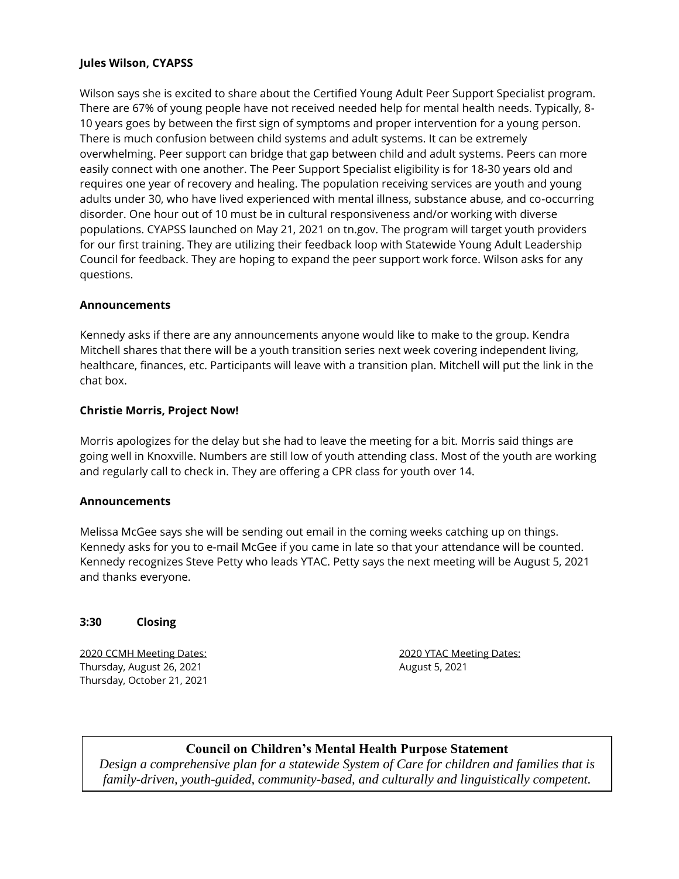**Jules Wilson, CYAPSS**

Wilson says she is excited to share about the Certified Young Adult Peer Support Specialist program. There are 67% of young people have not received needed help for mental health needs. Typically, 8-10 years goes by between the first sign of symptoms and proper intervention for a young person. There is much confusion between child systems and adult systems. It can be extremely overwhelming. Peer support can bridge that gap between child and adult systems. Peers can more easily connect with one another. The Peer Support Specialist eligibility is for 18-30 years old and requires one year of recovery and healing. The population receiving services are youth and young adults under 30, who have lived experienced with mental illness, substance abuse, and co-occurring disorder. One hour out of 10 must be in cultural responsiveness and/or working with diverse populations. CYAPSS launched on May 21, 2021 on tn.gov. The program will target youth providers for our first training. They are utilizing their feedback loop with Statewide Young Adult Leadership Council for feedback. They are hoping to expand the peer support work force. Wilson asks for any questions.

**Announcements**

Kennedy asks if there are any announcements anyone would like to make to the group. Kendra Mitchell shares that there will be a youth transition series next week covering independent living, healthcare, finances, etc. Participants will leave with a transition plan. Mitchell will put the link in the chat box.

**Christie Morris, Project Now!**

Morris apologizes for the delay but she had to leave the meeting for a bit. Morris said things are going well in Knoxville. Numbers are still low of youth attending class. Most of the youth are working and regularly call to check in. They are offering a CPR class for youth over 14.

**Announcements**

Melissa McGee says she will be sending out email in the coming weeks catching up on things. Kennedy asks for you to e-mail McGee if you came in late so that your attendance will be counted. Kennedy recognizes Steve Petty who leads YTAC. Petty says the next meeting will be August 5, 2021 and thanks everyone.

**3:30 Closing**

2020 CCMH Meeting Dates:
Thursday, August 26, 2021
Thursday, October 21, 2021

2020 YTAC Meeting Dates:
August 5, 2021

**Council on Children's Mental Health Purpose Statement**

*Design a comprehensive plan for a statewide System of Care for children and families that is family-driven, youth-guided, community-based, and culturally and linguistically competent.*